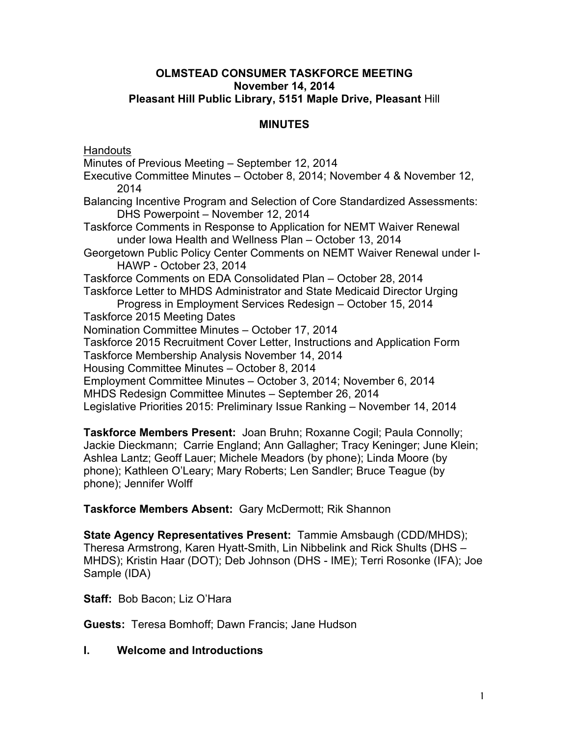**OLMSTEAD CONSUMER TASKFORCE MEETING**
**November 14, 2014**
**Pleasant Hill Public Library, 5151 Maple Drive, Pleasant Hill**

## MINUTES

Handouts

Minutes of Previous Meeting – September 12, 2014
Executive Committee Minutes – October 8, 2014; November 4 & November 12, 2014
Balancing Incentive Program and Selection of Core Standardized Assessments: DHS Powerpoint – November 12, 2014
Taskforce Comments in Response to Application for NEMT Waiver Renewal under Iowa Health and Wellness Plan – October 13, 2014
Georgetown Public Policy Center Comments on NEMT Waiver Renewal under I-HAWP - October 23, 2014
Taskforce Comments on EDA Consolidated Plan – October 28, 2014
Taskforce Letter to MHDS Administrator and State Medicaid Director Urging Progress in Employment Services Redesign – October 15, 2014
Taskforce 2015 Meeting Dates
Nomination Committee Minutes – October 17, 2014
Taskforce 2015 Recruitment Cover Letter, Instructions and Application Form
Taskforce Membership Analysis November 14, 2014
Housing Committee Minutes – October 8, 2014
Employment Committee Minutes – October 3, 2014; November 6, 2014
MHDS Redesign Committee Minutes – September 26, 2014
Legislative Priorities 2015: Preliminary Issue Ranking – November 14, 2014

**Taskforce Members Present:** Joan Bruhn; Roxanne Cogil; Paula Connolly; Jackie Dieckmann; Carrie England; Ann Gallagher; Tracy Keninger; June Klein; Ashlea Lantz; Geoff Lauer; Michele Meadors (by phone); Linda Moore (by phone); Kathleen O'Leary; Mary Roberts; Len Sandler; Bruce Teague (by phone); Jennifer Wolff

**Taskforce Members Absent:** Gary McDermott; Rik Shannon

**State Agency Representatives Present:** Tammie Amsbaugh (CDD/MHDS); Theresa Armstrong, Karen Hyatt-Smith, Lin Nibbelink and Rick Shults (DHS – MHDS); Kristin Haar (DOT); Deb Johnson (DHS - IME); Terri Rosonke (IFA); Joe Sample (IDA)

**Staff:** Bob Bacon; Liz O'Hara

**Guests:** Teresa Bomhoff; Dawn Francis; Jane Hudson

## I. Welcome and Introductions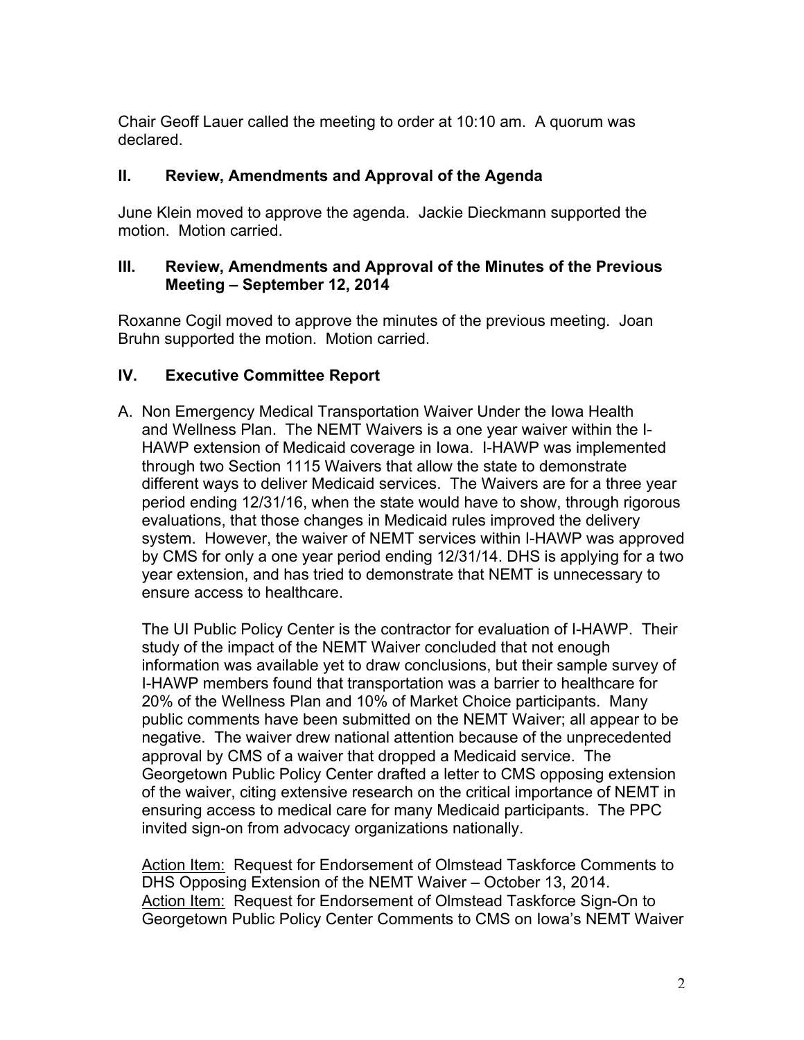Chair Geoff Lauer called the meeting to order at 10:10 am. A quorum was declared.

## II. Review, Amendments and Approval of the Agenda

June Klein moved to approve the agenda. Jackie Dieckmann supported the motion. Motion carried.

## III. Review, Amendments and Approval of the Minutes of the Previous Meeting – September 12, 2014

Roxanne Cogil moved to approve the minutes of the previous meeting. Joan Bruhn supported the motion. Motion carried.

## IV. Executive Committee Report

A. Non Emergency Medical Transportation Waiver Under the Iowa Health and Wellness Plan. The NEMT Waivers is a one year waiver within the I-HAWP extension of Medicaid coverage in Iowa. I-HAWP was implemented through two Section 1115 Waivers that allow the state to demonstrate different ways to deliver Medicaid services. The Waivers are for a three year period ending 12/31/16, when the state would have to show, through rigorous evaluations, that those changes in Medicaid rules improved the delivery system. However, the waiver of NEMT services within I-HAWP was approved by CMS for only a one year period ending 12/31/14. DHS is applying for a two year extension, and has tried to demonstrate that NEMT is unnecessary to ensure access to healthcare.

The UI Public Policy Center is the contractor for evaluation of I-HAWP. Their study of the impact of the NEMT Waiver concluded that not enough information was available yet to draw conclusions, but their sample survey of I-HAWP members found that transportation was a barrier to healthcare for 20% of the Wellness Plan and 10% of Market Choice participants. Many public comments have been submitted on the NEMT Waiver; all appear to be negative. The waiver drew national attention because of the unprecedented approval by CMS of a waiver that dropped a Medicaid service. The Georgetown Public Policy Center drafted a letter to CMS opposing extension of the waiver, citing extensive research on the critical importance of NEMT in ensuring access to medical care for many Medicaid participants. The PPC invited sign-on from advocacy organizations nationally.

<u>Action Item:</u> Request for Endorsement of Olmstead Taskforce Comments to DHS Opposing Extension of the NEMT Waiver – October 13, 2014.
<u>Action Item:</u> Request for Endorsement of Olmstead Taskforce Sign-On to Georgetown Public Policy Center Comments to CMS on Iowa's NEMT Waiver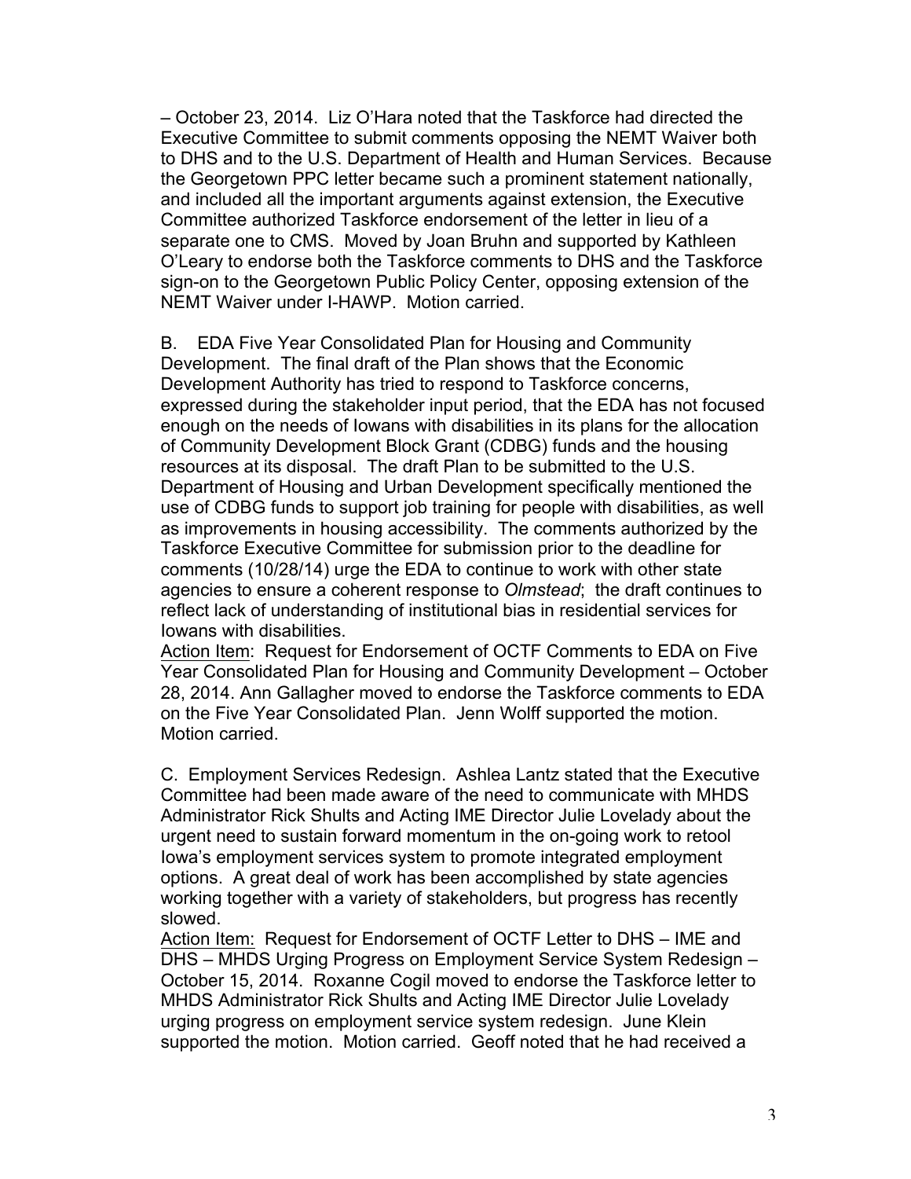– October 23, 2014. Liz O'Hara noted that the Taskforce had directed the Executive Committee to submit comments opposing the NEMT Waiver both to DHS and to the U.S. Department of Health and Human Services. Because the Georgetown PPC letter became such a prominent statement nationally, and included all the important arguments against extension, the Executive Committee authorized Taskforce endorsement of the letter in lieu of a separate one to CMS. Moved by Joan Bruhn and supported by Kathleen O'Leary to endorse both the Taskforce comments to DHS and the Taskforce sign-on to the Georgetown Public Policy Center, opposing extension of the NEMT Waiver under I-HAWP. Motion carried.

B. EDA Five Year Consolidated Plan for Housing and Community Development. The final draft of the Plan shows that the Economic Development Authority has tried to respond to Taskforce concerns, expressed during the stakeholder input period, that the EDA has not focused enough on the needs of Iowans with disabilities in its plans for the allocation of Community Development Block Grant (CDBG) funds and the housing resources at its disposal. The draft Plan to be submitted to the U.S. Department of Housing and Urban Development specifically mentioned the use of CDBG funds to support job training for people with disabilities, as well as improvements in housing accessibility. The comments authorized by the Taskforce Executive Committee for submission prior to the deadline for comments (10/28/14) urge the EDA to continue to work with other state agencies to ensure a coherent response to *Olmstead*; the draft continues to reflect lack of understanding of institutional bias in residential services for Iowans with disabilities.

<u>Action Item</u>: Request for Endorsement of OCTF Comments to EDA on Five Year Consolidated Plan for Housing and Community Development – October 28, 2014. Ann Gallagher moved to endorse the Taskforce comments to EDA on the Five Year Consolidated Plan. Jenn Wolff supported the motion. Motion carried.

C. Employment Services Redesign. Ashlea Lantz stated that the Executive Committee had been made aware of the need to communicate with MHDS Administrator Rick Shults and Acting IME Director Julie Lovelady about the urgent need to sustain forward momentum in the on-going work to retool Iowa's employment services system to promote integrated employment options. A great deal of work has been accomplished by state agencies working together with a variety of stakeholders, but progress has recently slowed.

<u>Action Item:</u> Request for Endorsement of OCTF Letter to DHS – IME and DHS – MHDS Urging Progress on Employment Service System Redesign – October 15, 2014. Roxanne Cogil moved to endorse the Taskforce letter to MHDS Administrator Rick Shults and Acting IME Director Julie Lovelady urging progress on employment service system redesign. June Klein supported the motion. Motion carried. Geoff noted that he had received a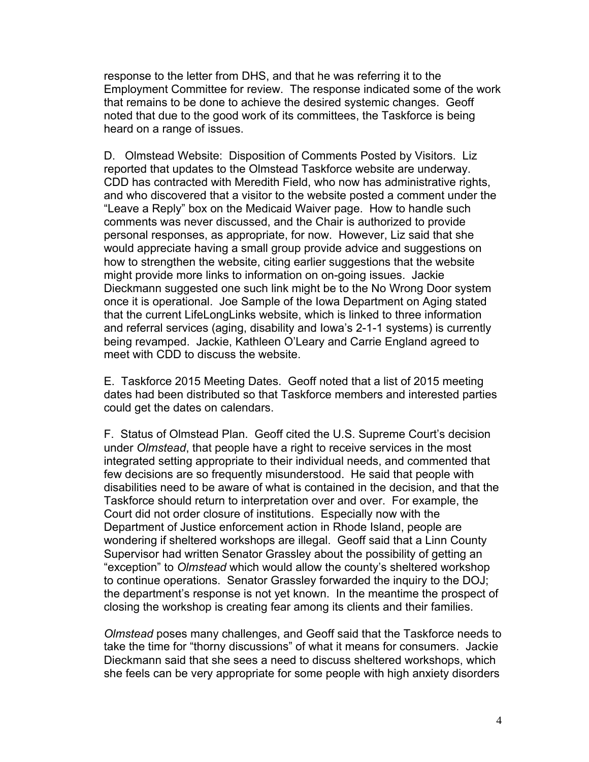response to the letter from DHS, and that he was referring it to the Employment Committee for review. The response indicated some of the work that remains to be done to achieve the desired systemic changes. Geoff noted that due to the good work of its committees, the Taskforce is being heard on a range of issues.

D. Olmstead Website: Disposition of Comments Posted by Visitors. Liz reported that updates to the Olmstead Taskforce website are underway. CDD has contracted with Meredith Field, who now has administrative rights, and who discovered that a visitor to the website posted a comment under the "Leave a Reply" box on the Medicaid Waiver page. How to handle such comments was never discussed, and the Chair is authorized to provide personal responses, as appropriate, for now. However, Liz said that she would appreciate having a small group provide advice and suggestions on how to strengthen the website, citing earlier suggestions that the website might provide more links to information on on-going issues. Jackie Dieckmann suggested one such link might be to the No Wrong Door system once it is operational. Joe Sample of the Iowa Department on Aging stated that the current LifeLongLinks website, which is linked to three information and referral services (aging, disability and Iowa's 2-1-1 systems) is currently being revamped. Jackie, Kathleen O'Leary and Carrie England agreed to meet with CDD to discuss the website.

E. Taskforce 2015 Meeting Dates. Geoff noted that a list of 2015 meeting dates had been distributed so that Taskforce members and interested parties could get the dates on calendars.

F. Status of Olmstead Plan. Geoff cited the U.S. Supreme Court's decision under *Olmstead*, that people have a right to receive services in the most integrated setting appropriate to their individual needs, and commented that few decisions are so frequently misunderstood. He said that people with disabilities need to be aware of what is contained in the decision, and that the Taskforce should return to interpretation over and over. For example, the Court did not order closure of institutions. Especially now with the Department of Justice enforcement action in Rhode Island, people are wondering if sheltered workshops are illegal. Geoff said that a Linn County Supervisor had written Senator Grassley about the possibility of getting an "exception" to *Olmstead* which would allow the county's sheltered workshop to continue operations. Senator Grassley forwarded the inquiry to the DOJ; the department's response is not yet known. In the meantime the prospect of closing the workshop is creating fear among its clients and their families.

*Olmstead* poses many challenges, and Geoff said that the Taskforce needs to take the time for "thorny discussions" of what it means for consumers. Jackie Dieckmann said that she sees a need to discuss sheltered workshops, which she feels can be very appropriate for some people with high anxiety disorders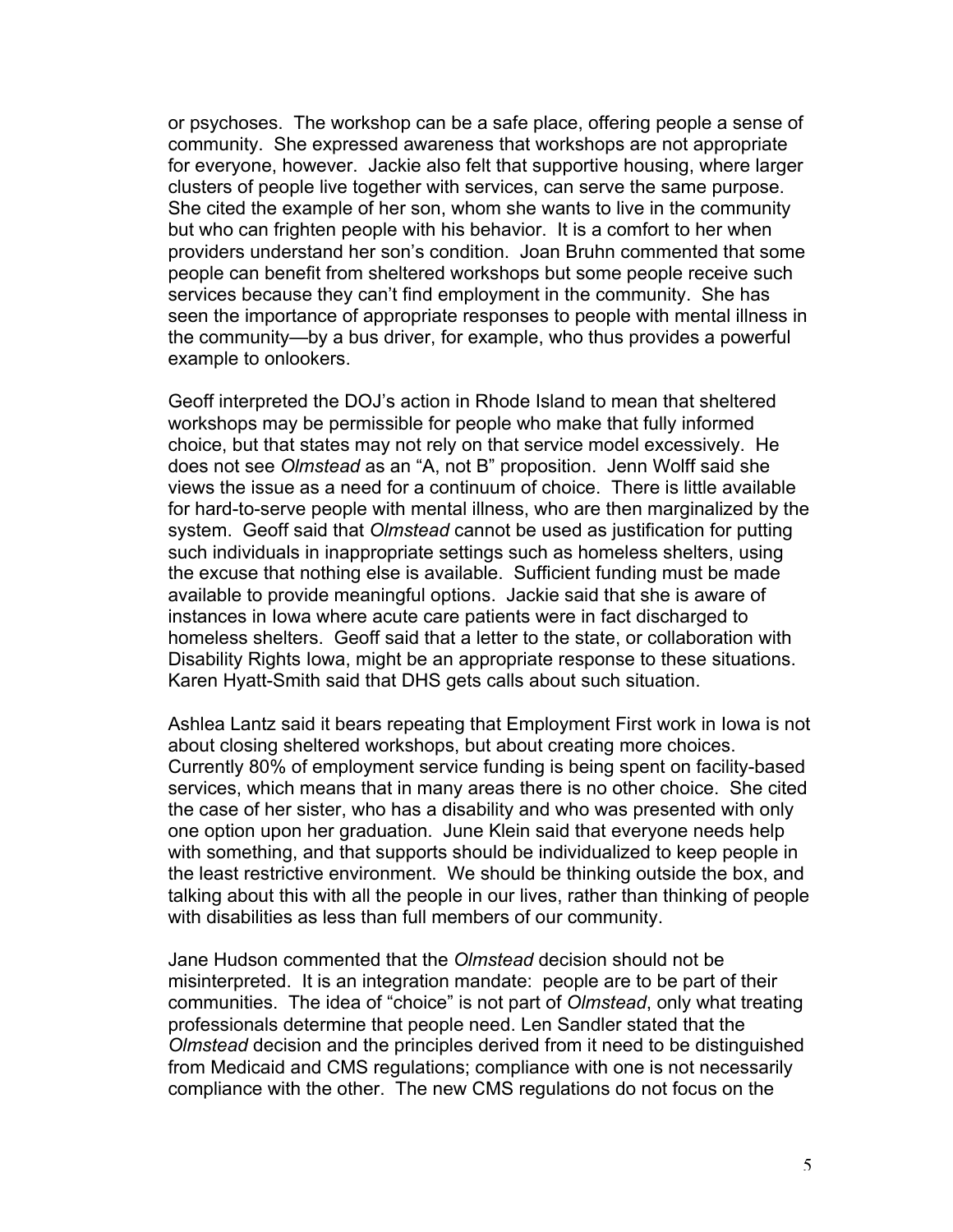or psychoses. The workshop can be a safe place, offering people a sense of community. She expressed awareness that workshops are not appropriate for everyone, however. Jackie also felt that supportive housing, where larger clusters of people live together with services, can serve the same purpose. She cited the example of her son, whom she wants to live in the community but who can frighten people with his behavior. It is a comfort to her when providers understand her son's condition. Joan Bruhn commented that some people can benefit from sheltered workshops but some people receive such services because they can't find employment in the community. She has seen the importance of appropriate responses to people with mental illness in the community—by a bus driver, for example, who thus provides a powerful example to onlookers.

Geoff interpreted the DOJ's action in Rhode Island to mean that sheltered workshops may be permissible for people who make that fully informed choice, but that states may not rely on that service model excessively. He does not see *Olmstead* as an "A, not B" proposition. Jenn Wolff said she views the issue as a need for a continuum of choice. There is little available for hard-to-serve people with mental illness, who are then marginalized by the system. Geoff said that *Olmstead* cannot be used as justification for putting such individuals in inappropriate settings such as homeless shelters, using the excuse that nothing else is available. Sufficient funding must be made available to provide meaningful options. Jackie said that she is aware of instances in Iowa where acute care patients were in fact discharged to homeless shelters. Geoff said that a letter to the state, or collaboration with Disability Rights Iowa, might be an appropriate response to these situations. Karen Hyatt-Smith said that DHS gets calls about such situation.

Ashlea Lantz said it bears repeating that Employment First work in Iowa is not about closing sheltered workshops, but about creating more choices. Currently 80% of employment service funding is being spent on facility-based services, which means that in many areas there is no other choice. She cited the case of her sister, who has a disability and who was presented with only one option upon her graduation. June Klein said that everyone needs help with something, and that supports should be individualized to keep people in the least restrictive environment. We should be thinking outside the box, and talking about this with all the people in our lives, rather than thinking of people with disabilities as less than full members of our community.

Jane Hudson commented that the *Olmstead* decision should not be misinterpreted. It is an integration mandate: people are to be part of their communities. The idea of "choice" is not part of *Olmstead*, only what treating professionals determine that people need. Len Sandler stated that the *Olmstead* decision and the principles derived from it need to be distinguished from Medicaid and CMS regulations; compliance with one is not necessarily compliance with the other. The new CMS regulations do not focus on the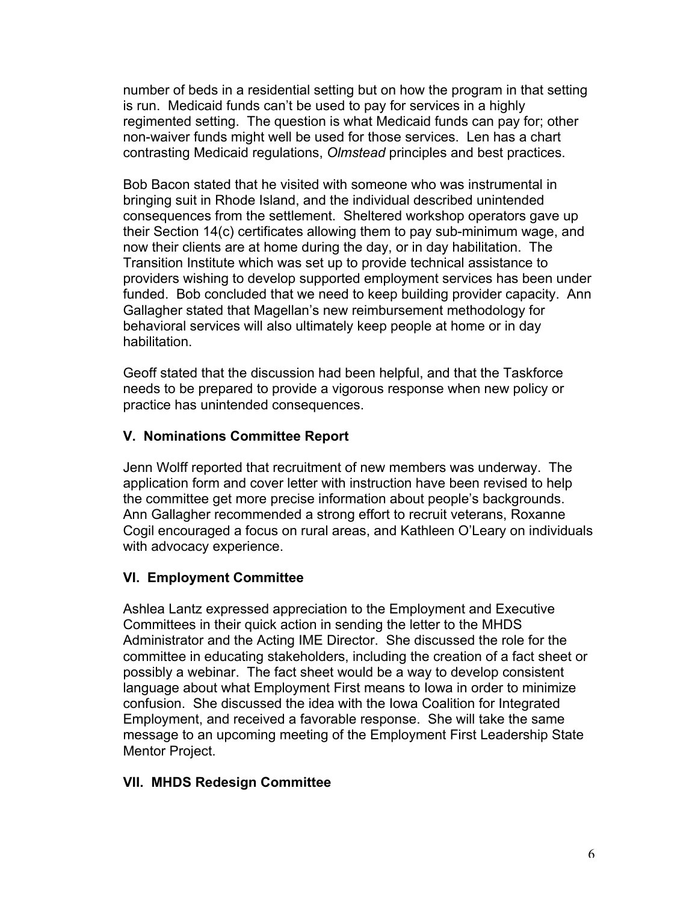number of beds in a residential setting but on how the program in that setting is run. Medicaid funds can't be used to pay for services in a highly regimented setting. The question is what Medicaid funds can pay for; other non-waiver funds might well be used for those services. Len has a chart contrasting Medicaid regulations, *Olmstead* principles and best practices.

Bob Bacon stated that he visited with someone who was instrumental in bringing suit in Rhode Island, and the individual described unintended consequences from the settlement. Sheltered workshop operators gave up their Section 14(c) certificates allowing them to pay sub-minimum wage, and now their clients are at home during the day, or in day habilitation. The Transition Institute which was set up to provide technical assistance to providers wishing to develop supported employment services has been under funded. Bob concluded that we need to keep building provider capacity. Ann Gallagher stated that Magellan's new reimbursement methodology for behavioral services will also ultimately keep people at home or in day habilitation.

Geoff stated that the discussion had been helpful, and that the Taskforce needs to be prepared to provide a vigorous response when new policy or practice has unintended consequences.

## V. Nominations Committee Report

Jenn Wolff reported that recruitment of new members was underway. The application form and cover letter with instruction have been revised to help the committee get more precise information about people's backgrounds. Ann Gallagher recommended a strong effort to recruit veterans, Roxanne Cogil encouraged a focus on rural areas, and Kathleen O'Leary on individuals with advocacy experience.

## VI. Employment Committee

Ashlea Lantz expressed appreciation to the Employment and Executive Committees in their quick action in sending the letter to the MHDS Administrator and the Acting IME Director. She discussed the role for the committee in educating stakeholders, including the creation of a fact sheet or possibly a webinar. The fact sheet would be a way to develop consistent language about what Employment First means to Iowa in order to minimize confusion. She discussed the idea with the Iowa Coalition for Integrated Employment, and received a favorable response. She will take the same message to an upcoming meeting of the Employment First Leadership State Mentor Project.

## VII. MHDS Redesign Committee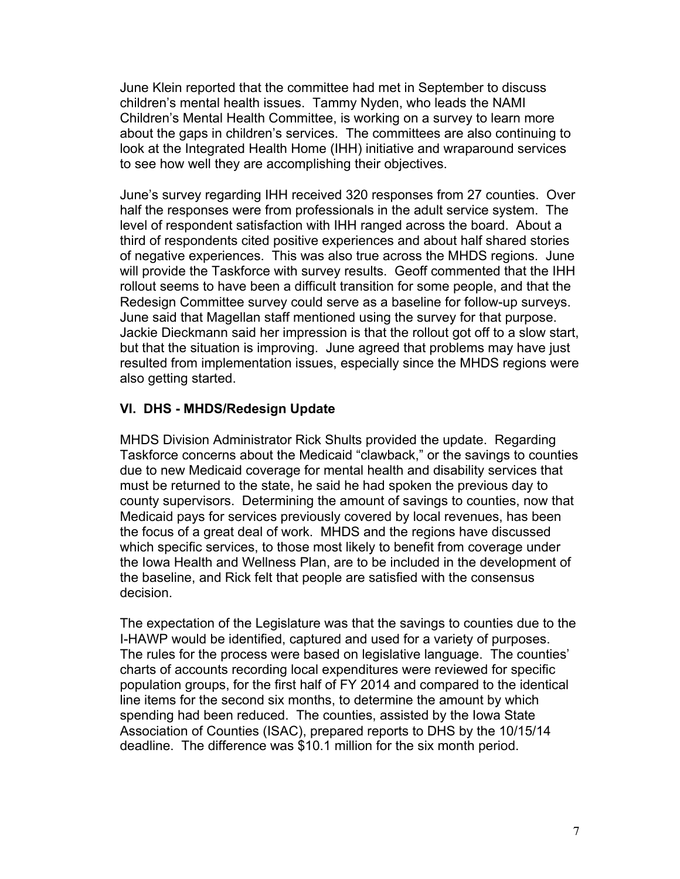June Klein reported that the committee had met in September to discuss children's mental health issues. Tammy Nyden, who leads the NAMI Children's Mental Health Committee, is working on a survey to learn more about the gaps in children's services. The committees are also continuing to look at the Integrated Health Home (IHH) initiative and wraparound services to see how well they are accomplishing their objectives.

June's survey regarding IHH received 320 responses from 27 counties. Over half the responses were from professionals in the adult service system. The level of respondent satisfaction with IHH ranged across the board. About a third of respondents cited positive experiences and about half shared stories of negative experiences. This was also true across the MHDS regions. June will provide the Taskforce with survey results. Geoff commented that the IHH rollout seems to have been a difficult transition for some people, and that the Redesign Committee survey could serve as a baseline for follow-up surveys. June said that Magellan staff mentioned using the survey for that purpose. Jackie Dieckmann said her impression is that the rollout got off to a slow start, but that the situation is improving. June agreed that problems may have just resulted from implementation issues, especially since the MHDS regions were also getting started.

### VI. DHS - MHDS/Redesign Update

MHDS Division Administrator Rick Shults provided the update. Regarding Taskforce concerns about the Medicaid "clawback," or the savings to counties due to new Medicaid coverage for mental health and disability services that must be returned to the state, he said he had spoken the previous day to county supervisors. Determining the amount of savings to counties, now that Medicaid pays for services previously covered by local revenues, has been the focus of a great deal of work. MHDS and the regions have discussed which specific services, to those most likely to benefit from coverage under the Iowa Health and Wellness Plan, are to be included in the development of the baseline, and Rick felt that people are satisfied with the consensus decision.

The expectation of the Legislature was that the savings to counties due to the I-HAWP would be identified, captured and used for a variety of purposes. The rules for the process were based on legislative language. The counties' charts of accounts recording local expenditures were reviewed for specific population groups, for the first half of FY 2014 and compared to the identical line items for the second six months, to determine the amount by which spending had been reduced. The counties, assisted by the Iowa State Association of Counties (ISAC), prepared reports to DHS by the 10/15/14 deadline. The difference was $10.1 million for the six month period.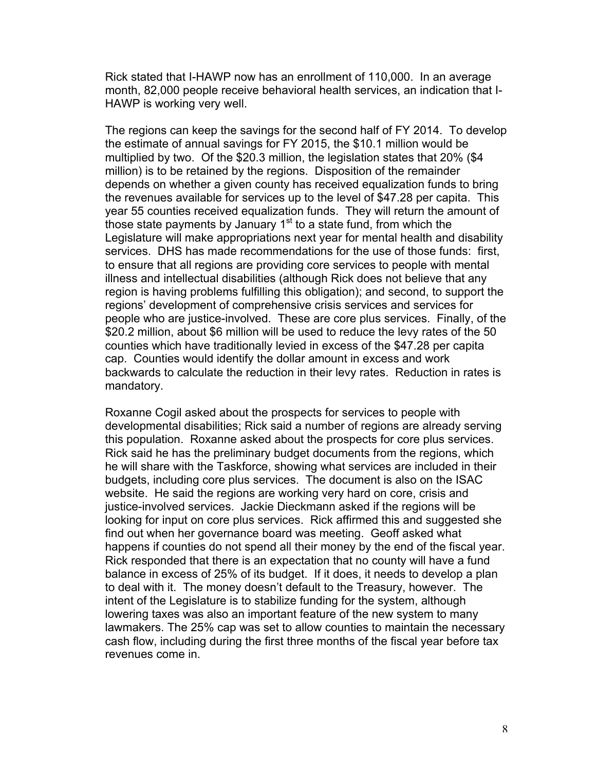Rick stated that I-HAWP now has an enrollment of 110,000. In an average month, 82,000 people receive behavioral health services, an indication that I-HAWP is working very well.

The regions can keep the savings for the second half of FY 2014. To develop the estimate of annual savings for FY 2015, the $10.1 million would be multiplied by two. Of the $20.3 million, the legislation states that 20% ($4 million) is to be retained by the regions. Disposition of the remainder depends on whether a given county has received equalization funds to bring the revenues available for services up to the level of $47.28 per capita. This year 55 counties received equalization funds. They will return the amount of those state payments by January 1st to a state fund, from which the Legislature will make appropriations next year for mental health and disability services. DHS has made recommendations for the use of those funds: first, to ensure that all regions are providing core services to people with mental illness and intellectual disabilities (although Rick does not believe that any region is having problems fulfilling this obligation); and second, to support the regions' development of comprehensive crisis services and services for people who are justice-involved. These are core plus services. Finally, of the $20.2 million, about $6 million will be used to reduce the levy rates of the 50 counties which have traditionally levied in excess of the $47.28 per capita cap. Counties would identify the dollar amount in excess and work backwards to calculate the reduction in their levy rates. Reduction in rates is mandatory.

Roxanne Cogil asked about the prospects for services to people with developmental disabilities; Rick said a number of regions are already serving this population. Roxanne asked about the prospects for core plus services. Rick said he has the preliminary budget documents from the regions, which he will share with the Taskforce, showing what services are included in their budgets, including core plus services. The document is also on the ISAC website. He said the regions are working very hard on core, crisis and justice-involved services. Jackie Dieckmann asked if the regions will be looking for input on core plus services. Rick affirmed this and suggested she find out when her governance board was meeting. Geoff asked what happens if counties do not spend all their money by the end of the fiscal year. Rick responded that there is an expectation that no county will have a fund balance in excess of 25% of its budget. If it does, it needs to develop a plan to deal with it. The money doesn't default to the Treasury, however. The intent of the Legislature is to stabilize funding for the system, although lowering taxes was also an important feature of the new system to many lawmakers. The 25% cap was set to allow counties to maintain the necessary cash flow, including during the first three months of the fiscal year before tax revenues come in.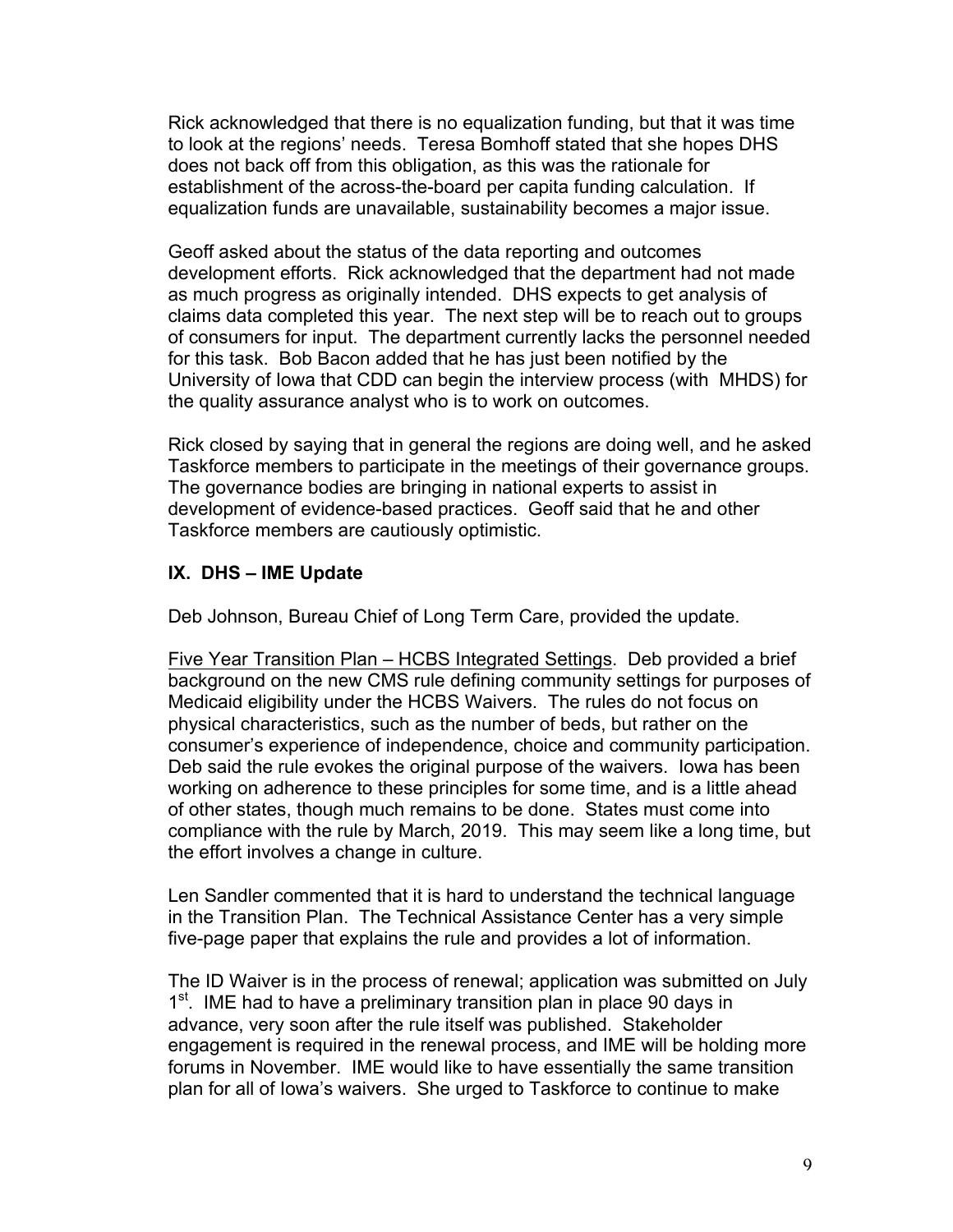Rick acknowledged that there is no equalization funding, but that it was time to look at the regions' needs. Teresa Bomhoff stated that she hopes DHS does not back off from this obligation, as this was the rationale for establishment of the across-the-board per capita funding calculation. If equalization funds are unavailable, sustainability becomes a major issue.

Geoff asked about the status of the data reporting and outcomes development efforts. Rick acknowledged that the department had not made as much progress as originally intended. DHS expects to get analysis of claims data completed this year. The next step will be to reach out to groups of consumers for input. The department currently lacks the personnel needed for this task. Bob Bacon added that he has just been notified by the University of Iowa that CDD can begin the interview process (with MHDS) for the quality assurance analyst who is to work on outcomes.

Rick closed by saying that in general the regions are doing well, and he asked Taskforce members to participate in the meetings of their governance groups. The governance bodies are bringing in national experts to assist in development of evidence-based practices. Geoff said that he and other Taskforce members are cautiously optimistic.

## IX. DHS – IME Update

Deb Johnson, Bureau Chief of Long Term Care, provided the update.

Five Year Transition Plan – HCBS Integrated Settings. Deb provided a brief background on the new CMS rule defining community settings for purposes of Medicaid eligibility under the HCBS Waivers. The rules do not focus on physical characteristics, such as the number of beds, but rather on the consumer's experience of independence, choice and community participation. Deb said the rule evokes the original purpose of the waivers. Iowa has been working on adherence to these principles for some time, and is a little ahead of other states, though much remains to be done. States must come into compliance with the rule by March, 2019. This may seem like a long time, but the effort involves a change in culture.

Len Sandler commented that it is hard to understand the technical language in the Transition Plan. The Technical Assistance Center has a very simple five-page paper that explains the rule and provides a lot of information.

The ID Waiver is in the process of renewal; application was submitted on July 1st. IME had to have a preliminary transition plan in place 90 days in advance, very soon after the rule itself was published. Stakeholder engagement is required in the renewal process, and IME will be holding more forums in November. IME would like to have essentially the same transition plan for all of Iowa's waivers. She urged to Taskforce to continue to make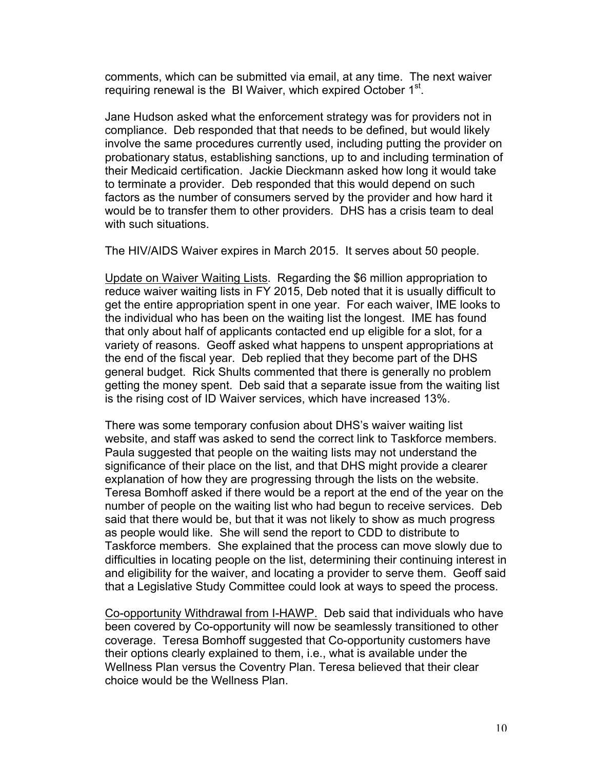comments, which can be submitted via email, at any time. The next waiver requiring renewal is the BI Waiver, which expired October 1st.

Jane Hudson asked what the enforcement strategy was for providers not in compliance. Deb responded that that needs to be defined, but would likely involve the same procedures currently used, including putting the provider on probationary status, establishing sanctions, up to and including termination of their Medicaid certification. Jackie Dieckmann asked how long it would take to terminate a provider. Deb responded that this would depend on such factors as the number of consumers served by the provider and how hard it would be to transfer them to other providers. DHS has a crisis team to deal with such situations.

The HIV/AIDS Waiver expires in March 2015. It serves about 50 people.

Update on Waiver Waiting Lists. Regarding the $6 million appropriation to reduce waiver waiting lists in FY 2015, Deb noted that it is usually difficult to get the entire appropriation spent in one year. For each waiver, IME looks to the individual who has been on the waiting list the longest. IME has found that only about half of applicants contacted end up eligible for a slot, for a variety of reasons. Geoff asked what happens to unspent appropriations at the end of the fiscal year. Deb replied that they become part of the DHS general budget. Rick Shults commented that there is generally no problem getting the money spent. Deb said that a separate issue from the waiting list is the rising cost of ID Waiver services, which have increased 13%.

There was some temporary confusion about DHS's waiver waiting list website, and staff was asked to send the correct link to Taskforce members. Paula suggested that people on the waiting lists may not understand the significance of their place on the list, and that DHS might provide a clearer explanation of how they are progressing through the lists on the website. Teresa Bomhoff asked if there would be a report at the end of the year on the number of people on the waiting list who had begun to receive services. Deb said that there would be, but that it was not likely to show as much progress as people would like. She will send the report to CDD to distribute to Taskforce members. She explained that the process can move slowly due to difficulties in locating people on the list, determining their continuing interest in and eligibility for the waiver, and locating a provider to serve them. Geoff said that a Legislative Study Committee could look at ways to speed the process.

Co-opportunity Withdrawal from I-HAWP. Deb said that individuals who have been covered by Co-opportunity will now be seamlessly transitioned to other coverage. Teresa Bomhoff suggested that Co-opportunity customers have their options clearly explained to them, i.e., what is available under the Wellness Plan versus the Coventry Plan. Teresa believed that their clear choice would be the Wellness Plan.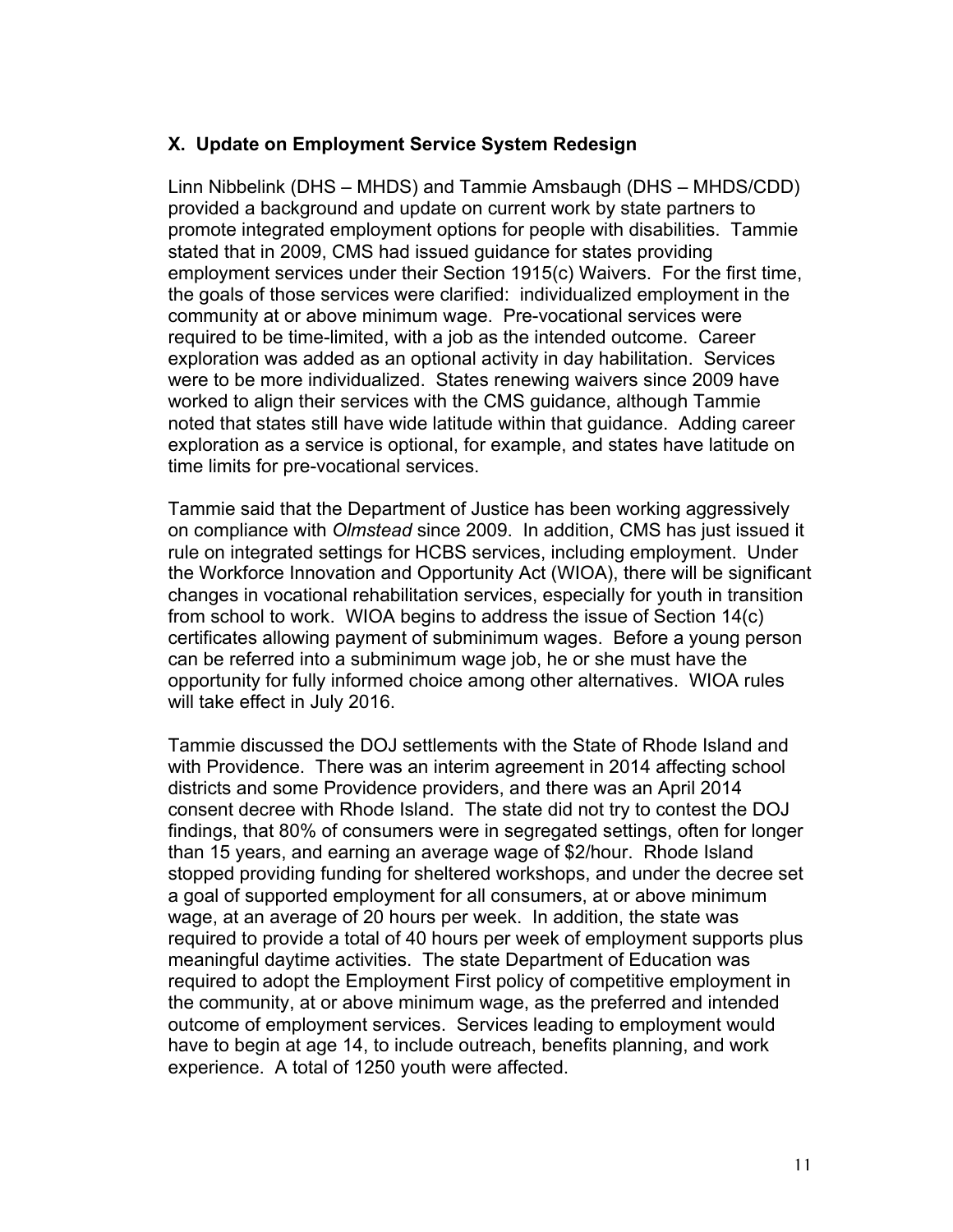## X. Update on Employment Service System Redesign

Linn Nibbelink (DHS – MHDS) and Tammie Amsbaugh (DHS – MHDS/CDD) provided a background and update on current work by state partners to promote integrated employment options for people with disabilities. Tammie stated that in 2009, CMS had issued guidance for states providing employment services under their Section 1915(c) Waivers. For the first time, the goals of those services were clarified: individualized employment in the community at or above minimum wage. Pre-vocational services were required to be time-limited, with a job as the intended outcome. Career exploration was added as an optional activity in day habilitation. Services were to be more individualized. States renewing waivers since 2009 have worked to align their services with the CMS guidance, although Tammie noted that states still have wide latitude within that guidance. Adding career exploration as a service is optional, for example, and states have latitude on time limits for pre-vocational services.

Tammie said that the Department of Justice has been working aggressively on compliance with *Olmstead* since 2009. In addition, CMS has just issued it rule on integrated settings for HCBS services, including employment. Under the Workforce Innovation and Opportunity Act (WIOA), there will be significant changes in vocational rehabilitation services, especially for youth in transition from school to work. WIOA begins to address the issue of Section 14(c) certificates allowing payment of subminimum wages. Before a young person can be referred into a subminimum wage job, he or she must have the opportunity for fully informed choice among other alternatives. WIOA rules will take effect in July 2016.

Tammie discussed the DOJ settlements with the State of Rhode Island and with Providence. There was an interim agreement in 2014 affecting school districts and some Providence providers, and there was an April 2014 consent decree with Rhode Island. The state did not try to contest the DOJ findings, that 80% of consumers were in segregated settings, often for longer than 15 years, and earning an average wage of $2/hour. Rhode Island stopped providing funding for sheltered workshops, and under the decree set a goal of supported employment for all consumers, at or above minimum wage, at an average of 20 hours per week. In addition, the state was required to provide a total of 40 hours per week of employment supports plus meaningful daytime activities. The state Department of Education was required to adopt the Employment First policy of competitive employment in the community, at or above minimum wage, as the preferred and intended outcome of employment services. Services leading to employment would have to begin at age 14, to include outreach, benefits planning, and work experience. A total of 1250 youth were affected.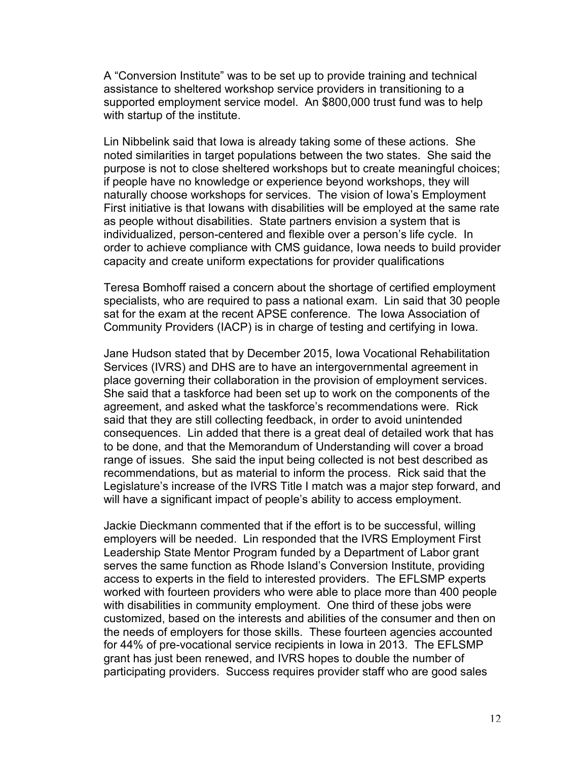A “Conversion Institute” was to be set up to provide training and technical assistance to sheltered workshop service providers in transitioning to a supported employment service model. An $800,000 trust fund was to help with startup of the institute.

Lin Nibbelink said that Iowa is already taking some of these actions. She noted similarities in target populations between the two states. She said the purpose is not to close sheltered workshops but to create meaningful choices; if people have no knowledge or experience beyond workshops, they will naturally choose workshops for services. The vision of Iowa’s Employment First initiative is that Iowans with disabilities will be employed at the same rate as people without disabilities. State partners envision a system that is individualized, person-centered and flexible over a person’s life cycle. In order to achieve compliance with CMS guidance, Iowa needs to build provider capacity and create uniform expectations for provider qualifications

Teresa Bomhoff raised a concern about the shortage of certified employment specialists, who are required to pass a national exam. Lin said that 30 people sat for the exam at the recent APSE conference. The Iowa Association of Community Providers (IACP) is in charge of testing and certifying in Iowa.

Jane Hudson stated that by December 2015, Iowa Vocational Rehabilitation Services (IVRS) and DHS are to have an intergovernmental agreement in place governing their collaboration in the provision of employment services. She said that a taskforce had been set up to work on the components of the agreement, and asked what the taskforce’s recommendations were. Rick said that they are still collecting feedback, in order to avoid unintended consequences. Lin added that there is a great deal of detailed work that has to be done, and that the Memorandum of Understanding will cover a broad range of issues. She said the input being collected is not best described as recommendations, but as material to inform the process. Rick said that the Legislature’s increase of the IVRS Title I match was a major step forward, and will have a significant impact of people’s ability to access employment.

Jackie Dieckmann commented that if the effort is to be successful, willing employers will be needed. Lin responded that the IVRS Employment First Leadership State Mentor Program funded by a Department of Labor grant serves the same function as Rhode Island’s Conversion Institute, providing access to experts in the field to interested providers. The EFLSMP experts worked with fourteen providers who were able to place more than 400 people with disabilities in community employment. One third of these jobs were customized, based on the interests and abilities of the consumer and then on the needs of employers for those skills. These fourteen agencies accounted for 44% of pre-vocational service recipients in Iowa in 2013. The EFLSMP grant has just been renewed, and IVRS hopes to double the number of participating providers. Success requires provider staff who are good sales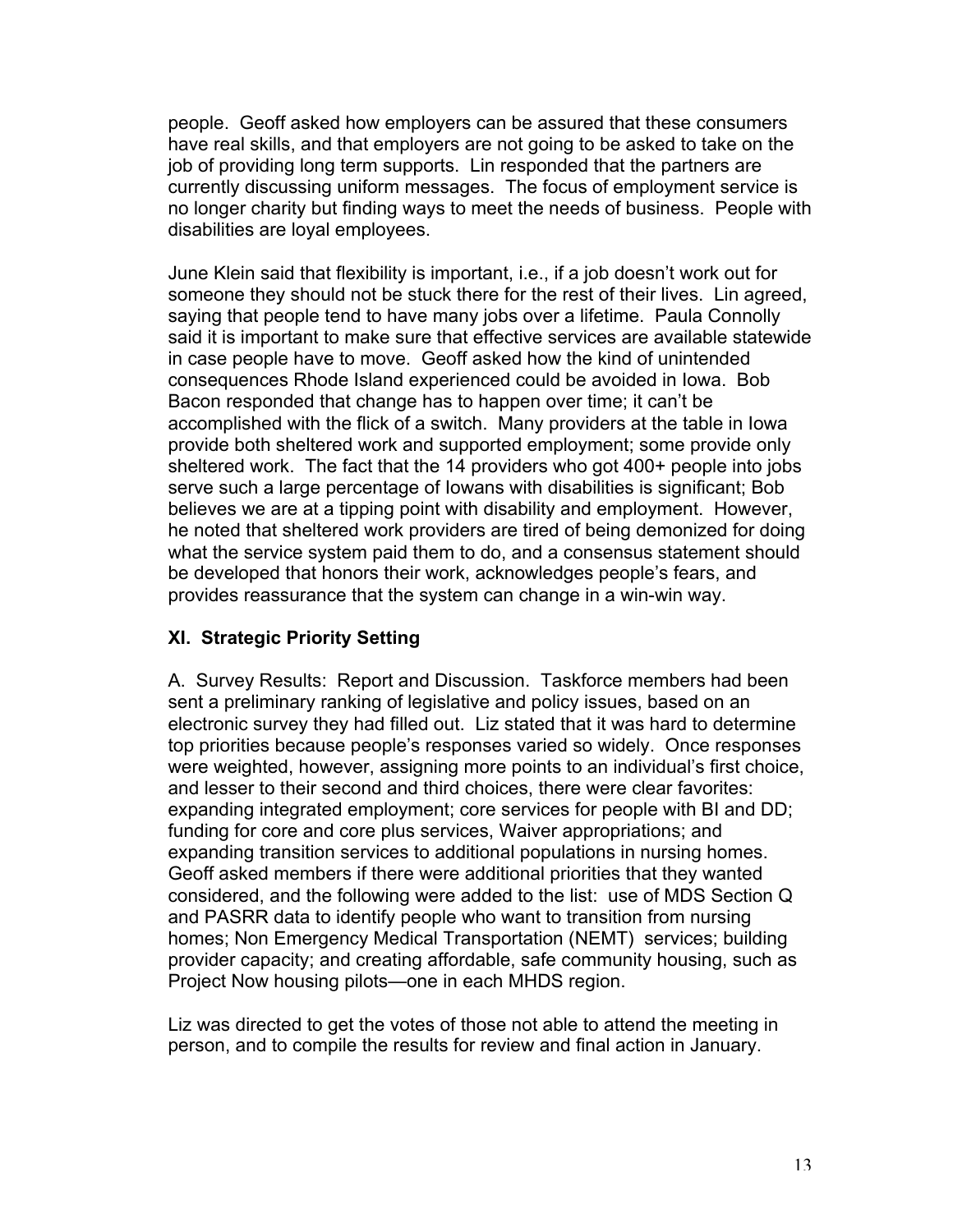people. Geoff asked how employers can be assured that these consumers have real skills, and that employers are not going to be asked to take on the job of providing long term supports. Lin responded that the partners are currently discussing uniform messages. The focus of employment service is no longer charity but finding ways to meet the needs of business. People with disabilities are loyal employees.

June Klein said that flexibility is important, i.e., if a job doesn't work out for someone they should not be stuck there for the rest of their lives. Lin agreed, saying that people tend to have many jobs over a lifetime. Paula Connolly said it is important to make sure that effective services are available statewide in case people have to move. Geoff asked how the kind of unintended consequences Rhode Island experienced could be avoided in Iowa. Bob Bacon responded that change has to happen over time; it can't be accomplished with the flick of a switch. Many providers at the table in Iowa provide both sheltered work and supported employment; some provide only sheltered work. The fact that the 14 providers who got 400+ people into jobs serve such a large percentage of Iowans with disabilities is significant; Bob believes we are at a tipping point with disability and employment. However, he noted that sheltered work providers are tired of being demonized for doing what the service system paid them to do, and a consensus statement should be developed that honors their work, acknowledges people's fears, and provides reassurance that the system can change in a win-win way.

## XI. Strategic Priority Setting

A. Survey Results: Report and Discussion. Taskforce members had been sent a preliminary ranking of legislative and policy issues, based on an electronic survey they had filled out. Liz stated that it was hard to determine top priorities because people's responses varied so widely. Once responses were weighted, however, assigning more points to an individual's first choice, and lesser to their second and third choices, there were clear favorites: expanding integrated employment; core services for people with BI and DD; funding for core and core plus services, Waiver appropriations; and expanding transition services to additional populations in nursing homes. Geoff asked members if there were additional priorities that they wanted considered, and the following were added to the list: use of MDS Section Q and PASRR data to identify people who want to transition from nursing homes; Non Emergency Medical Transportation (NEMT) services; building provider capacity; and creating affordable, safe community housing, such as Project Now housing pilots—one in each MHDS region.

Liz was directed to get the votes of those not able to attend the meeting in person, and to compile the results for review and final action in January.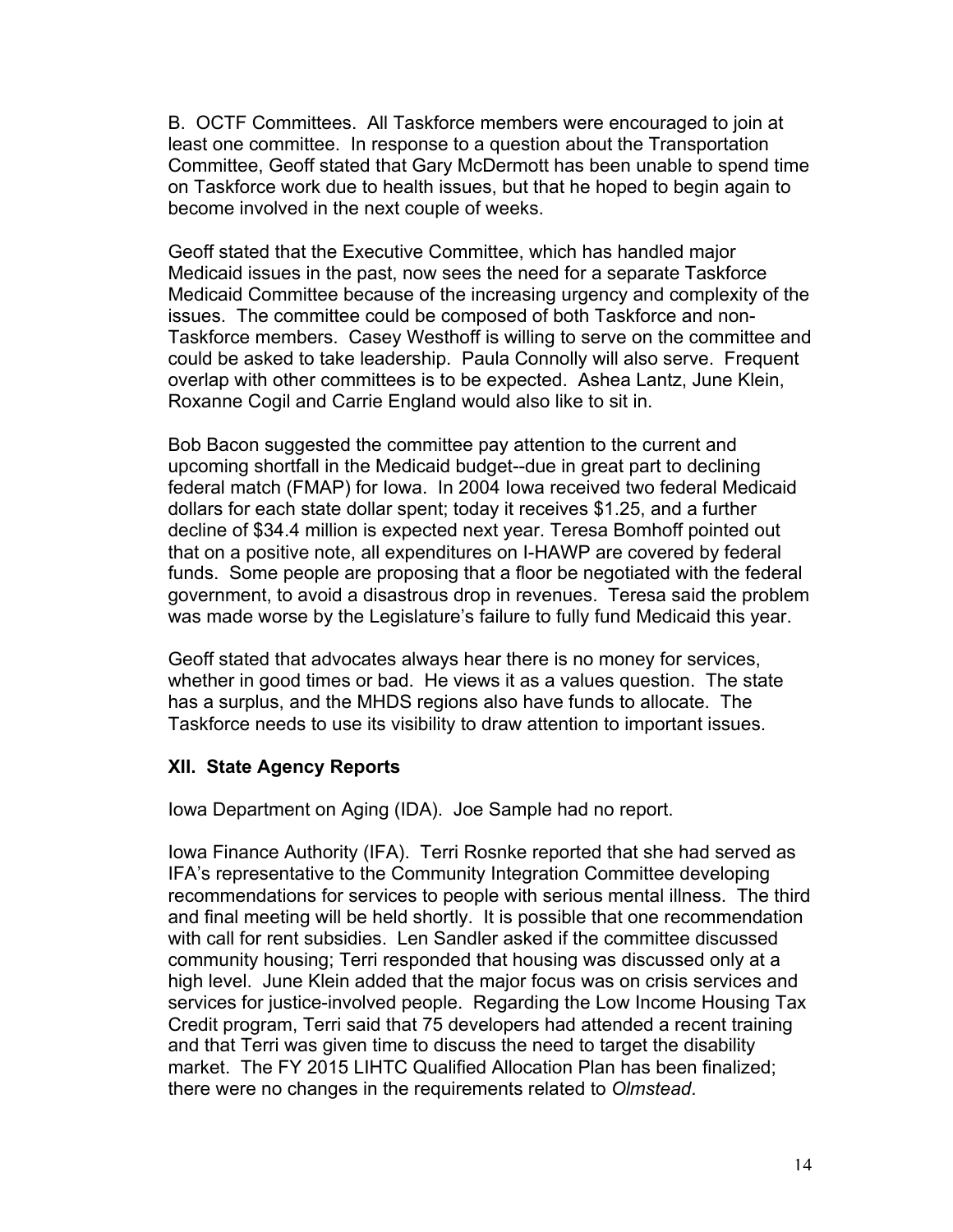B. OCTF Committees. All Taskforce members were encouraged to join at least one committee. In response to a question about the Transportation Committee, Geoff stated that Gary McDermott has been unable to spend time on Taskforce work due to health issues, but that he hoped to begin again to become involved in the next couple of weeks.

Geoff stated that the Executive Committee, which has handled major Medicaid issues in the past, now sees the need for a separate Taskforce Medicaid Committee because of the increasing urgency and complexity of the issues. The committee could be composed of both Taskforce and non-Taskforce members. Casey Westhoff is willing to serve on the committee and could be asked to take leadership. Paula Connolly will also serve. Frequent overlap with other committees is to be expected. Ashea Lantz, June Klein, Roxanne Cogil and Carrie England would also like to sit in.

Bob Bacon suggested the committee pay attention to the current and upcoming shortfall in the Medicaid budget--due in great part to declining federal match (FMAP) for Iowa. In 2004 Iowa received two federal Medicaid dollars for each state dollar spent; today it receives $1.25, and a further decline of $34.4 million is expected next year. Teresa Bomhoff pointed out that on a positive note, all expenditures on I-HAWP are covered by federal funds. Some people are proposing that a floor be negotiated with the federal government, to avoid a disastrous drop in revenues. Teresa said the problem was made worse by the Legislature's failure to fully fund Medicaid this year.

Geoff stated that advocates always hear there is no money for services, whether in good times or bad. He views it as a values question. The state has a surplus, and the MHDS regions also have funds to allocate. The Taskforce needs to use its visibility to draw attention to important issues.

## XII. State Agency Reports

Iowa Department on Aging (IDA). Joe Sample had no report.

Iowa Finance Authority (IFA). Terri Rosnke reported that she had served as IFA's representative to the Community Integration Committee developing recommendations for services to people with serious mental illness. The third and final meeting will be held shortly. It is possible that one recommendation with call for rent subsidies. Len Sandler asked if the committee discussed community housing; Terri responded that housing was discussed only at a high level. June Klein added that the major focus was on crisis services and services for justice-involved people. Regarding the Low Income Housing Tax Credit program, Terri said that 75 developers had attended a recent training and that Terri was given time to discuss the need to target the disability market. The FY 2015 LIHTC Qualified Allocation Plan has been finalized; there were no changes in the requirements related to *Olmstead*.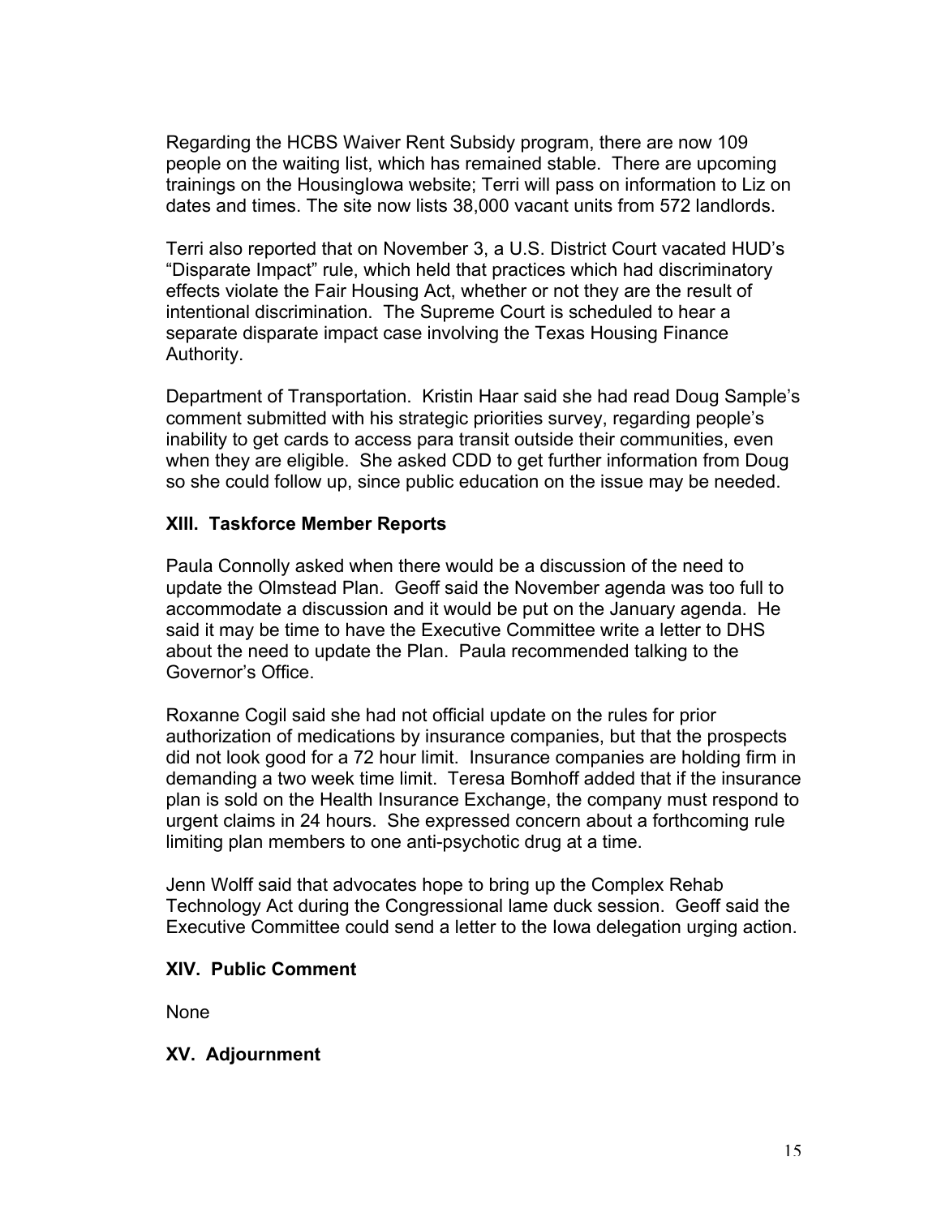Regarding the HCBS Waiver Rent Subsidy program, there are now 109 people on the waiting list, which has remained stable. There are upcoming trainings on the HousingIowa website; Terri will pass on information to Liz on dates and times. The site now lists 38,000 vacant units from 572 landlords.

Terri also reported that on November 3, a U.S. District Court vacated HUD's "Disparate Impact" rule, which held that practices which had discriminatory effects violate the Fair Housing Act, whether or not they are the result of intentional discrimination. The Supreme Court is scheduled to hear a separate disparate impact case involving the Texas Housing Finance Authority.

Department of Transportation. Kristin Haar said she had read Doug Sample's comment submitted with his strategic priorities survey, regarding people's inability to get cards to access para transit outside their communities, even when they are eligible. She asked CDD to get further information from Doug so she could follow up, since public education on the issue may be needed.

## XIII. Taskforce Member Reports

Paula Connolly asked when there would be a discussion of the need to update the Olmstead Plan. Geoff said the November agenda was too full to accommodate a discussion and it would be put on the January agenda. He said it may be time to have the Executive Committee write a letter to DHS about the need to update the Plan. Paula recommended talking to the Governor's Office.

Roxanne Cogil said she had not official update on the rules for prior authorization of medications by insurance companies, but that the prospects did not look good for a 72 hour limit. Insurance companies are holding firm in demanding a two week time limit. Teresa Bomhoff added that if the insurance plan is sold on the Health Insurance Exchange, the company must respond to urgent claims in 24 hours. She expressed concern about a forthcoming rule limiting plan members to one anti-psychotic drug at a time.

Jenn Wolff said that advocates hope to bring up the Complex Rehab Technology Act during the Congressional lame duck session. Geoff said the Executive Committee could send a letter to the Iowa delegation urging action.

## XIV. Public Comment

None

## XV. Adjournment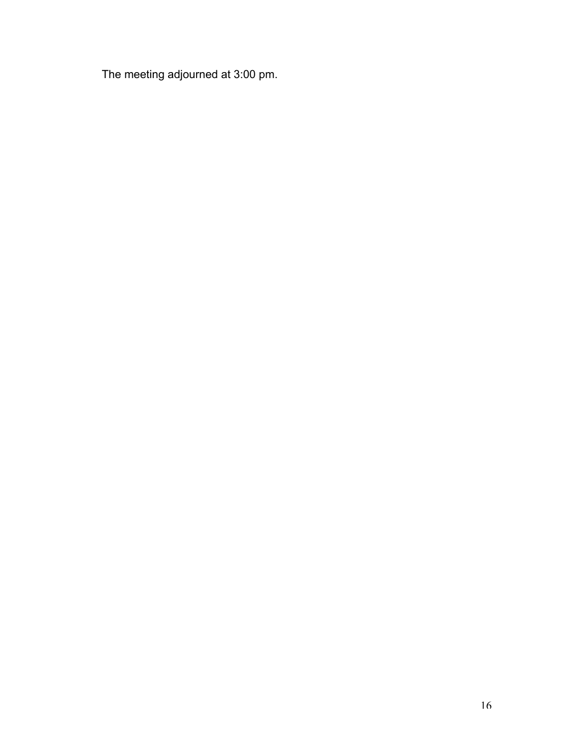The meeting adjourned at 3:00 pm.